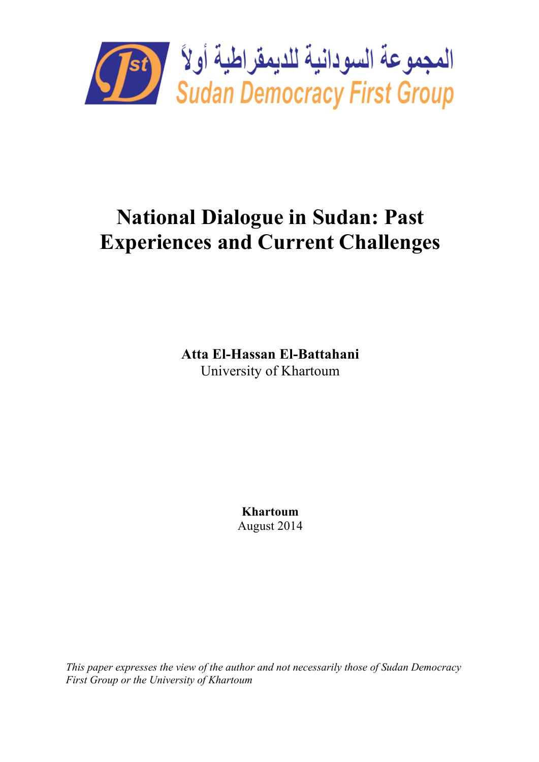المجموعة السودانية للديمقراطية أولاً
Sudan Democracy First Group

# National Dialogue in Sudan: Past Experiences and Current Challenges

**Atta El-Hassan El-Battahani**
University of Khartoum

**Khartoum**
August 2014

*This paper expresses the view of the author and not necessarily those of Sudan Democracy First Group or the University of Khartoum*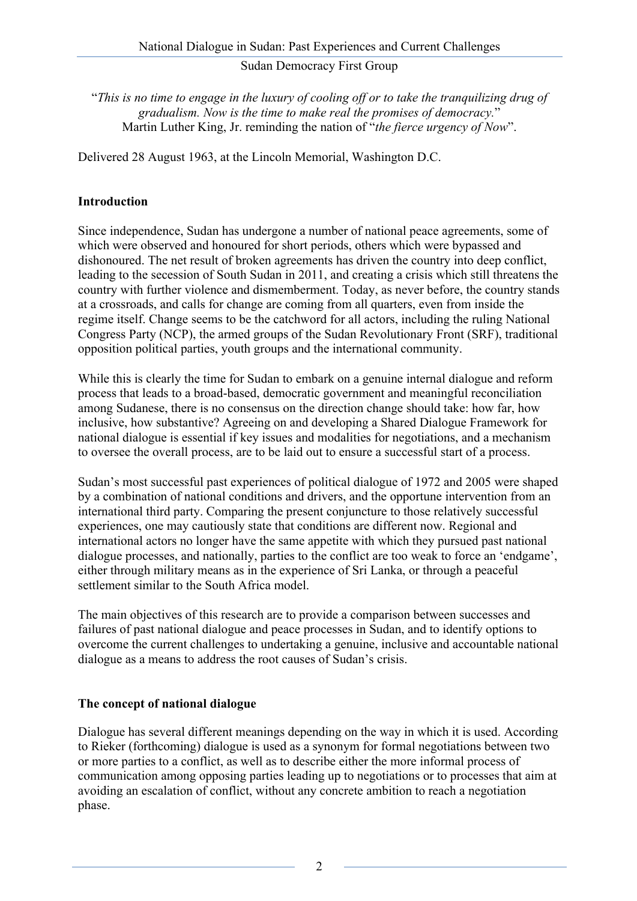"*This is no time to engage in the luxury of cooling off or to take the tranquilizing drug of gradualism. Now is the time to make real the promises of democracy.*"
Martin Luther King, Jr. reminding the nation of "*the fierce urgency of Now*".

Delivered 28 August 1963, at the Lincoln Memorial, Washington D.C.

## Introduction

Since independence, Sudan has undergone a number of national peace agreements, some of which were observed and honoured for short periods, others which were bypassed and dishonoured. The net result of broken agreements has driven the country into deep conflict, leading to the secession of South Sudan in 2011, and creating a crisis which still threatens the country with further violence and dismemberment. Today, as never before, the country stands at a crossroads, and calls for change are coming from all quarters, even from inside the regime itself. Change seems to be the catchword for all actors, including the ruling National Congress Party (NCP), the armed groups of the Sudan Revolutionary Front (SRF), traditional opposition political parties, youth groups and the international community.

While this is clearly the time for Sudan to embark on a genuine internal dialogue and reform process that leads to a broad-based, democratic government and meaningful reconciliation among Sudanese, there is no consensus on the direction change should take: how far, how inclusive, how substantive? Agreeing on and developing a Shared Dialogue Framework for national dialogue is essential if key issues and modalities for negotiations, and a mechanism to oversee the overall process, are to be laid out to ensure a successful start of a process.

Sudan's most successful past experiences of political dialogue of 1972 and 2005 were shaped by a combination of national conditions and drivers, and the opportune intervention from an international third party. Comparing the present conjuncture to those relatively successful experiences, one may cautiously state that conditions are different now. Regional and international actors no longer have the same appetite with which they pursued past national dialogue processes, and nationally, parties to the conflict are too weak to force an 'endgame', either through military means as in the experience of Sri Lanka, or through a peaceful settlement similar to the South Africa model.

The main objectives of this research are to provide a comparison between successes and failures of past national dialogue and peace processes in Sudan, and to identify options to overcome the current challenges to undertaking a genuine, inclusive and accountable national dialogue as a means to address the root causes of Sudan's crisis.

## The concept of national dialogue

Dialogue has several different meanings depending on the way in which it is used. According to Rieker (forthcoming) dialogue is used as a synonym for formal negotiations between two or more parties to a conflict, as well as to describe either the more informal process of communication among opposing parties leading up to negotiations or to processes that aim at avoiding an escalation of conflict, without any concrete ambition to reach a negotiation phase.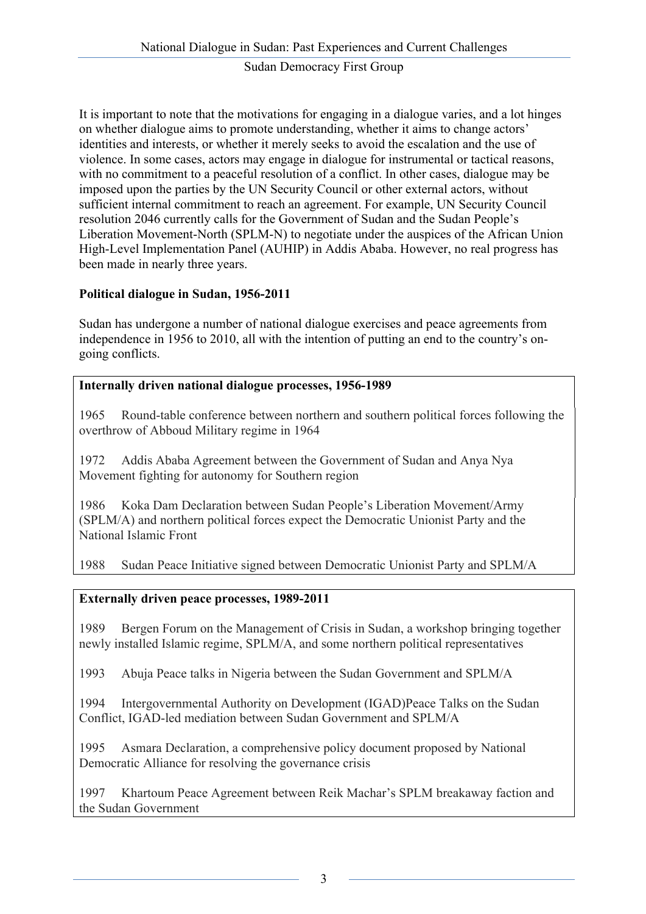It is important to note that the motivations for engaging in a dialogue varies, and a lot hinges on whether dialogue aims to promote understanding, whether it aims to change actors' identities and interests, or whether it merely seeks to avoid the escalation and the use of violence. In some cases, actors may engage in dialogue for instrumental or tactical reasons, with no commitment to a peaceful resolution of a conflict. In other cases, dialogue may be imposed upon the parties by the UN Security Council or other external actors, without sufficient internal commitment to reach an agreement. For example, UN Security Council resolution 2046 currently calls for the Government of Sudan and the Sudan People's Liberation Movement-North (SPLM-N) to negotiate under the auspices of the African Union High-Level Implementation Panel (AUHIP) in Addis Ababa. However, no real progress has been made in nearly three years.

## Political dialogue in Sudan, 1956-2011

Sudan has undergone a number of national dialogue exercises and peace agreements from independence in 1956 to 2010, all with the intention of putting an end to the country's on-going conflicts.

**Internally driven national dialogue processes, 1956-1989**

1965 Round-table conference between northern and southern political forces following the overthrow of Abboud Military regime in 1964

1972 Addis Ababa Agreement between the Government of Sudan and Anya Nya Movement fighting for autonomy for Southern region

1986 Koka Dam Declaration between Sudan People's Liberation Movement/Army (SPLM/A) and northern political forces expect the Democratic Unionist Party and the National Islamic Front

1988 Sudan Peace Initiative signed between Democratic Unionist Party and SPLM/A

**Externally driven peace processes, 1989-2011**

1989 Bergen Forum on the Management of Crisis in Sudan, a workshop bringing together newly installed Islamic regime, SPLM/A, and some northern political representatives

1993 Abuja Peace talks in Nigeria between the Sudan Government and SPLM/A

1994 Intergovernmental Authority on Development (IGAD)Peace Talks on the Sudan Conflict, IGAD-led mediation between Sudan Government and SPLM/A

1995 Asmara Declaration, a comprehensive policy document proposed by National Democratic Alliance for resolving the governance crisis

1997 Khartoum Peace Agreement between Reik Machar's SPLM breakaway faction and the Sudan Government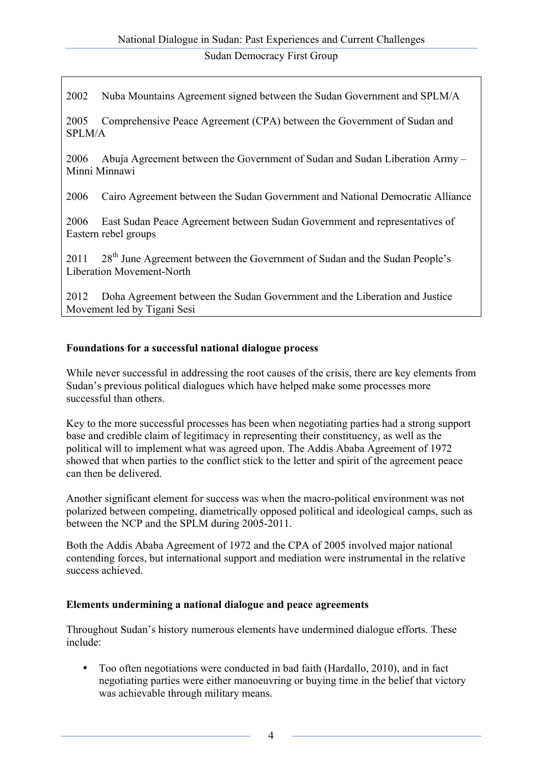2002 Nuba Mountains Agreement signed between the Sudan Government and SPLM/A

2005 Comprehensive Peace Agreement (CPA) between the Government of Sudan and SPLM/A

2006 Abuja Agreement between the Government of Sudan and Sudan Liberation Army – Minni Minnawi

2006 Cairo Agreement between the Sudan Government and National Democratic Alliance

2006 East Sudan Peace Agreement between Sudan Government and representatives of Eastern rebel groups

2011 28th June Agreement between the Government of Sudan and the Sudan People's Liberation Movement-North

2012 Doha Agreement between the Sudan Government and the Liberation and Justice Movement led by Tigani Sesi

**Foundations for a successful national dialogue process**

While never successful in addressing the root causes of the crisis, there are key elements from Sudan's previous political dialogues which have helped make some processes more successful than others.

Key to the more successful processes has been when negotiating parties had a strong support base and credible claim of legitimacy in representing their constituency, as well as the political will to implement what was agreed upon. The Addis Ababa Agreement of 1972 showed that when parties to the conflict stick to the letter and spirit of the agreement peace can then be delivered.

Another significant element for success was when the macro-political environment was not polarized between competing, diametrically opposed political and ideological camps, such as between the NCP and the SPLM during 2005-2011.

Both the Addis Ababa Agreement of 1972 and the CPA of 2005 involved major national contending forces, but international support and mediation were instrumental in the relative success achieved.

**Elements undermining a national dialogue and peace agreements**

Throughout Sudan's history numerous elements have undermined dialogue efforts. These include:

- Too often negotiations were conducted in bad faith (Hardallo, 2010), and in fact negotiating parties were either manoeuvring or buying time in the belief that victory was achievable through military means.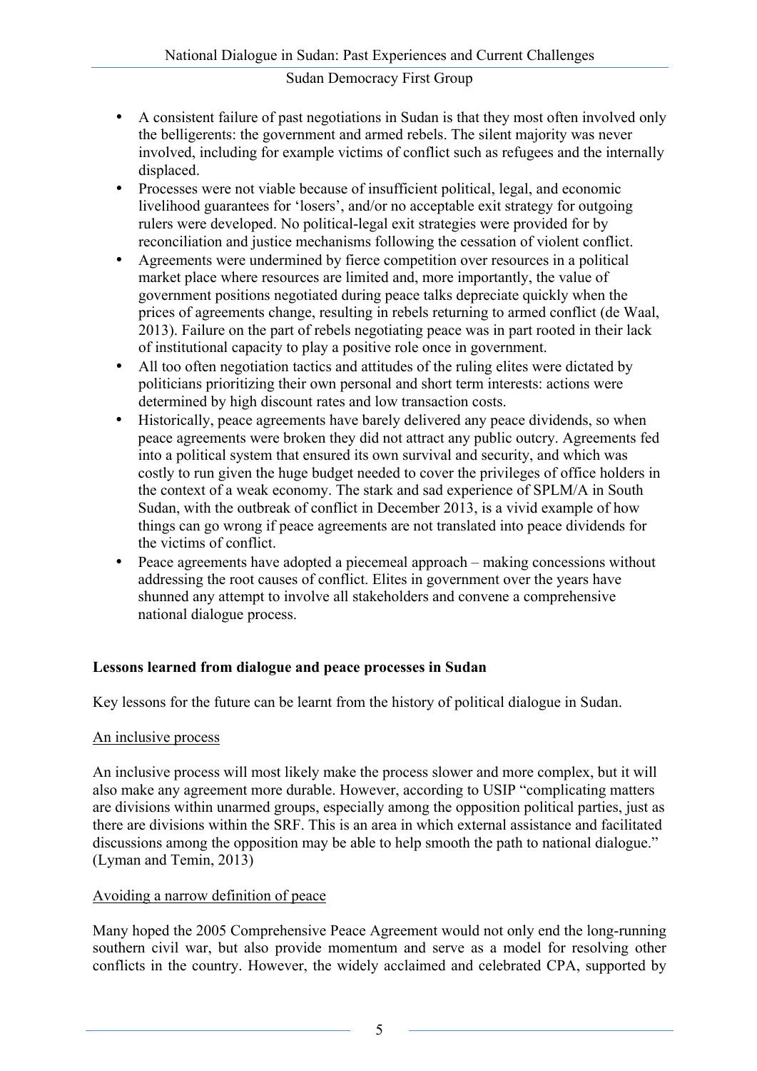- A consistent failure of past negotiations in Sudan is that they most often involved only the belligerents: the government and armed rebels. The silent majority was never involved, including for example victims of conflict such as refugees and the internally displaced.
- Processes were not viable because of insufficient political, legal, and economic livelihood guarantees for 'losers', and/or no acceptable exit strategy for outgoing rulers were developed. No political-legal exit strategies were provided for by reconciliation and justice mechanisms following the cessation of violent conflict.
- Agreements were undermined by fierce competition over resources in a political market place where resources are limited and, more importantly, the value of government positions negotiated during peace talks depreciate quickly when the prices of agreements change, resulting in rebels returning to armed conflict (de Waal, 2013). Failure on the part of rebels negotiating peace was in part rooted in their lack of institutional capacity to play a positive role once in government.
- All too often negotiation tactics and attitudes of the ruling elites were dictated by politicians prioritizing their own personal and short term interests: actions were determined by high discount rates and low transaction costs.
- Historically, peace agreements have barely delivered any peace dividends, so when peace agreements were broken they did not attract any public outcry. Agreements fed into a political system that ensured its own survival and security, and which was costly to run given the huge budget needed to cover the privileges of office holders in the context of a weak economy. The stark and sad experience of SPLM/A in South Sudan, with the outbreak of conflict in December 2013, is a vivid example of how things can go wrong if peace agreements are not translated into peace dividends for the victims of conflict.
- Peace agreements have adopted a piecemeal approach – making concessions without addressing the root causes of conflict. Elites in government over the years have shunned any attempt to involve all stakeholders and convene a comprehensive national dialogue process.

**Lessons learned from dialogue and peace processes in Sudan**

Key lessons for the future can be learnt from the history of political dialogue in Sudan.

An inclusive process

An inclusive process will most likely make the process slower and more complex, but it will also make any agreement more durable. However, according to USIP "complicating matters are divisions within unarmed groups, especially among the opposition political parties, just as there are divisions within the SRF. This is an area in which external assistance and facilitated discussions among the opposition may be able to help smooth the path to national dialogue." (Lyman and Temin, 2013)

Avoiding a narrow definition of peace

Many hoped the 2005 Comprehensive Peace Agreement would not only end the long-running southern civil war, but also provide momentum and serve as a model for resolving other conflicts in the country. However, the widely acclaimed and celebrated CPA, supported by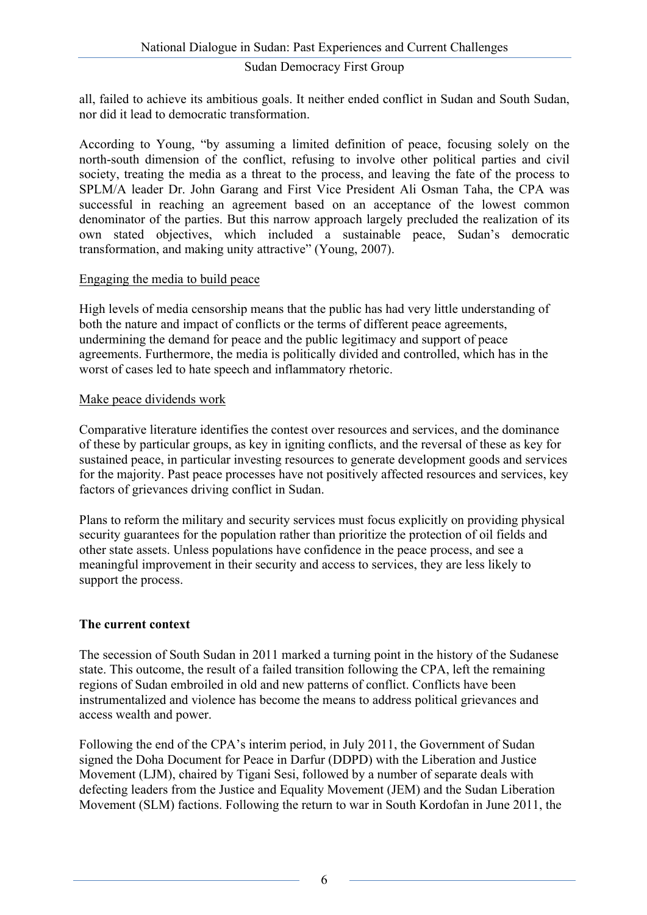all, failed to achieve its ambitious goals. It neither ended conflict in Sudan and South Sudan, nor did it lead to democratic transformation.

According to Young, "by assuming a limited definition of peace, focusing solely on the north-south dimension of the conflict, refusing to involve other political parties and civil society, treating the media as a threat to the process, and leaving the fate of the process to SPLM/A leader Dr. John Garang and First Vice President Ali Osman Taha, the CPA was successful in reaching an agreement based on an acceptance of the lowest common denominator of the parties. But this narrow approach largely precluded the realization of its own stated objectives, which included a sustainable peace, Sudan's democratic transformation, and making unity attractive" (Young, 2007).

<u>Engaging the media to build peace</u>

High levels of media censorship means that the public has had very little understanding of both the nature and impact of conflicts or the terms of different peace agreements, undermining the demand for peace and the public legitimacy and support of peace agreements. Furthermore, the media is politically divided and controlled, which has in the worst of cases led to hate speech and inflammatory rhetoric.

<u>Make peace dividends work</u>

Comparative literature identifies the contest over resources and services, and the dominance of these by particular groups, as key in igniting conflicts, and the reversal of these as key for sustained peace, in particular investing resources to generate development goods and services for the majority. Past peace processes have not positively affected resources and services, key factors of grievances driving conflict in Sudan.

Plans to reform the military and security services must focus explicitly on providing physical security guarantees for the population rather than prioritize the protection of oil fields and other state assets. Unless populations have confidence in the peace process, and see a meaningful improvement in their security and access to services, they are less likely to support the process.

**The current context**

The secession of South Sudan in 2011 marked a turning point in the history of the Sudanese state. This outcome, the result of a failed transition following the CPA, left the remaining regions of Sudan embroiled in old and new patterns of conflict. Conflicts have been instrumentalized and violence has become the means to address political grievances and access wealth and power.

Following the end of the CPA's interim period, in July 2011, the Government of Sudan signed the Doha Document for Peace in Darfur (DDPD) with the Liberation and Justice Movement (LJM), chaired by Tigani Sesi, followed by a number of separate deals with defecting leaders from the Justice and Equality Movement (JEM) and the Sudan Liberation Movement (SLM) factions. Following the return to war in South Kordofan in June 2011, the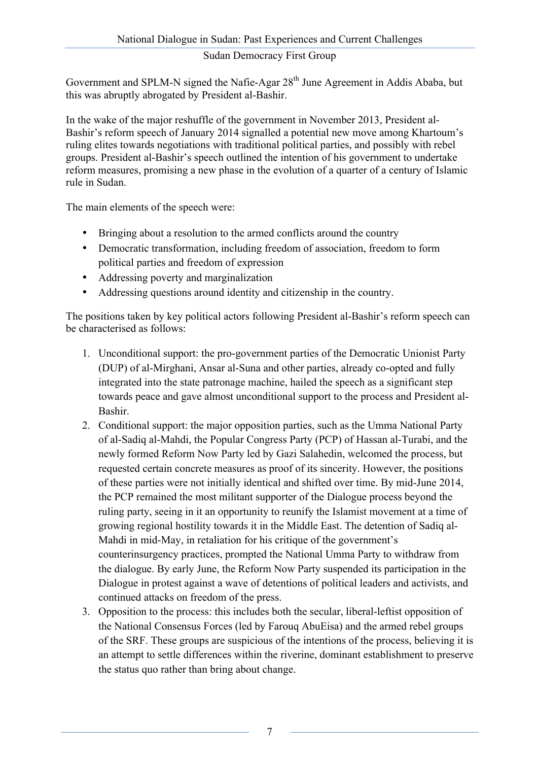Government and SPLM-N signed the Nafie-Agar 28th June Agreement in Addis Ababa, but this was abruptly abrogated by President al-Bashir.

In the wake of the major reshuffle of the government in November 2013, President al-Bashir's reform speech of January 2014 signalled a potential new move among Khartoum's ruling elites towards negotiations with traditional political parties, and possibly with rebel groups. President al-Bashir's speech outlined the intention of his government to undertake reform measures, promising a new phase in the evolution of a quarter of a century of Islamic rule in Sudan.

The main elements of the speech were:

- Bringing about a resolution to the armed conflicts around the country
- Democratic transformation, including freedom of association, freedom to form political parties and freedom of expression
- Addressing poverty and marginalization
- Addressing questions around identity and citizenship in the country.

The positions taken by key political actors following President al-Bashir's reform speech can be characterised as follows:

1. Unconditional support: the pro-government parties of the Democratic Unionist Party (DUP) of al-Mirghani, Ansar al-Suna and other parties, already co-opted and fully integrated into the state patronage machine, hailed the speech as a significant step towards peace and gave almost unconditional support to the process and President al-Bashir.
2. Conditional support: the major opposition parties, such as the Umma National Party of al-Sadiq al-Mahdi, the Popular Congress Party (PCP) of Hassan al-Turabi, and the newly formed Reform Now Party led by Gazi Salahedin, welcomed the process, but requested certain concrete measures as proof of its sincerity. However, the positions of these parties were not initially identical and shifted over time. By mid-June 2014, the PCP remained the most militant supporter of the Dialogue process beyond the ruling party, seeing in it an opportunity to reunify the Islamist movement at a time of growing regional hostility towards it in the Middle East. The detention of Sadiq al-Mahdi in mid-May, in retaliation for his critique of the government's counterinsurgency practices, prompted the National Umma Party to withdraw from the dialogue. By early June, the Reform Now Party suspended its participation in the Dialogue in protest against a wave of detentions of political leaders and activists, and continued attacks on freedom of the press.
3. Opposition to the process: this includes both the secular, liberal-leftist opposition of the National Consensus Forces (led by Farouq AbuEisa) and the armed rebel groups of the SRF. These groups are suspicious of the intentions of the process, believing it is an attempt to settle differences within the riverine, dominant establishment to preserve the status quo rather than bring about change.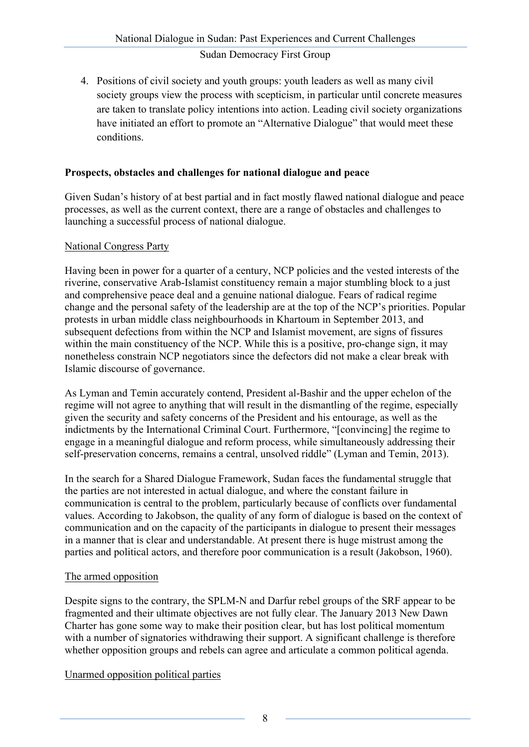4. Positions of civil society and youth groups: youth leaders as well as many civil society groups view the process with scepticism, in particular until concrete measures are taken to translate policy intentions into action. Leading civil society organizations have initiated an effort to promote an "Alternative Dialogue" that would meet these conditions.

## Prospects, obstacles and challenges for national dialogue and peace

Given Sudan's history of at best partial and in fact mostly flawed national dialogue and peace processes, as well as the current context, there are a range of obstacles and challenges to launching a successful process of national dialogue.

### National Congress Party

Having been in power for a quarter of a century, NCP policies and the vested interests of the riverine, conservative Arab-Islamist constituency remain a major stumbling block to a just and comprehensive peace deal and a genuine national dialogue. Fears of radical regime change and the personal safety of the leadership are at the top of the NCP's priorities. Popular protests in urban middle class neighbourhoods in Khartoum in September 2013, and subsequent defections from within the NCP and Islamist movement, are signs of fissures within the main constituency of the NCP. While this is a positive, pro-change sign, it may nonetheless constrain NCP negotiators since the defectors did not make a clear break with Islamic discourse of governance.

As Lyman and Temin accurately contend, President al-Bashir and the upper echelon of the regime will not agree to anything that will result in the dismantling of the regime, especially given the security and safety concerns of the President and his entourage, as well as the indictments by the International Criminal Court. Furthermore, "[convincing] the regime to engage in a meaningful dialogue and reform process, while simultaneously addressing their self-preservation concerns, remains a central, unsolved riddle" (Lyman and Temin, 2013).

In the search for a Shared Dialogue Framework, Sudan faces the fundamental struggle that the parties are not interested in actual dialogue, and where the constant failure in communication is central to the problem, particularly because of conflicts over fundamental values. According to Jakobson, the quality of any form of dialogue is based on the context of communication and on the capacity of the participants in dialogue to present their messages in a manner that is clear and understandable. At present there is huge mistrust among the parties and political actors, and therefore poor communication is a result (Jakobson, 1960).

### The armed opposition

Despite signs to the contrary, the SPLM-N and Darfur rebel groups of the SRF appear to be fragmented and their ultimate objectives are not fully clear. The January 2013 New Dawn Charter has gone some way to make their position clear, but has lost political momentum with a number of signatories withdrawing their support. A significant challenge is therefore whether opposition groups and rebels can agree and articulate a common political agenda.

### Unarmed opposition political parties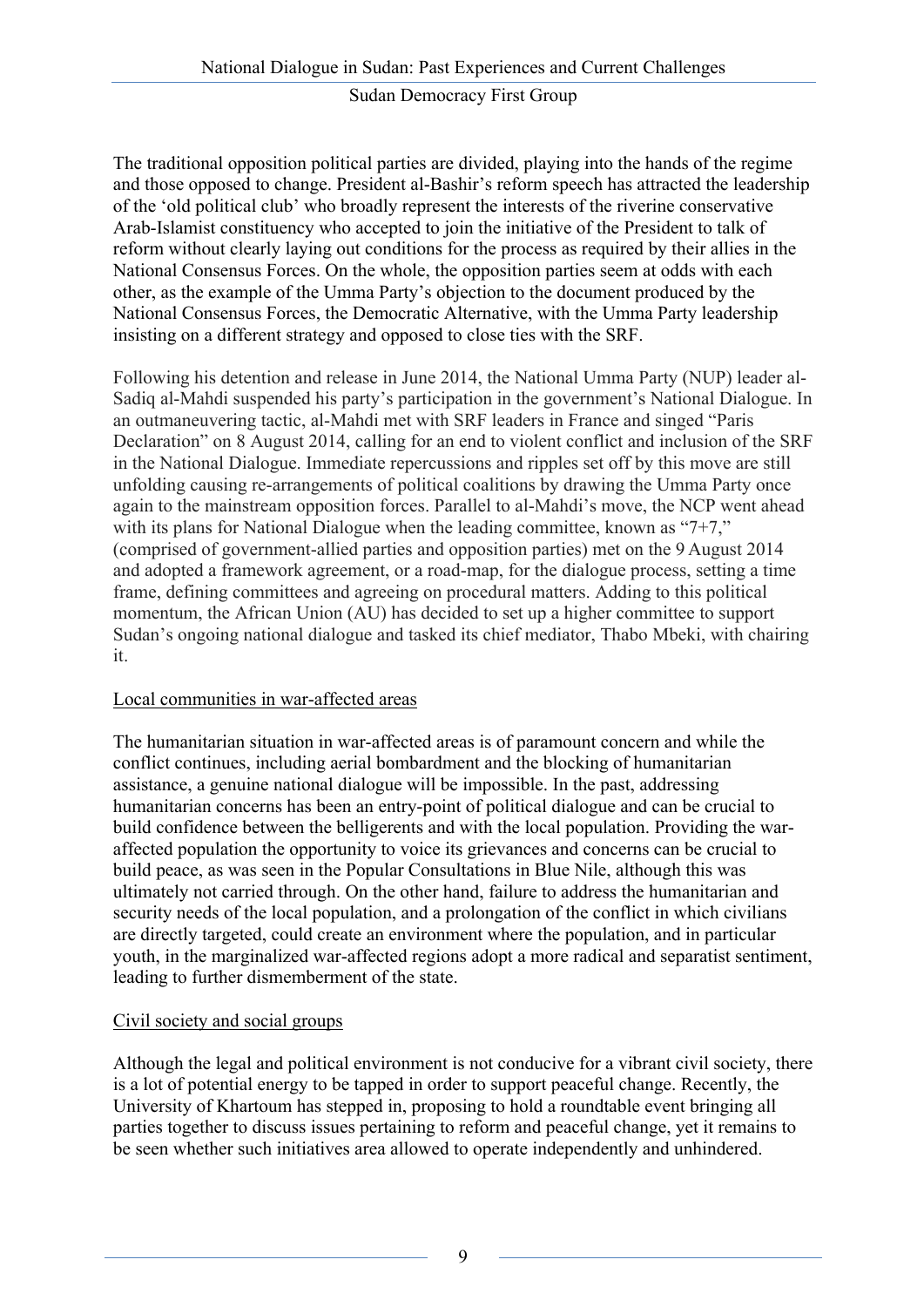The traditional opposition political parties are divided, playing into the hands of the regime and those opposed to change. President al-Bashir's reform speech has attracted the leadership of the 'old political club' who broadly represent the interests of the riverine conservative Arab-Islamist constituency who accepted to join the initiative of the President to talk of reform without clearly laying out conditions for the process as required by their allies in the National Consensus Forces. On the whole, the opposition parties seem at odds with each other, as the example of the Umma Party's objection to the document produced by the National Consensus Forces, the Democratic Alternative, with the Umma Party leadership insisting on a different strategy and opposed to close ties with the SRF.

Following his detention and release in June 2014, the National Umma Party (NUP) leader al-Sadiq al-Mahdi suspended his party's participation in the government's National Dialogue. In an outmaneuvering tactic, al-Mahdi met with SRF leaders in France and singed "Paris Declaration" on 8 August 2014, calling for an end to violent conflict and inclusion of the SRF in the National Dialogue. Immediate repercussions and ripples set off by this move are still unfolding causing re-arrangements of political coalitions by drawing the Umma Party once again to the mainstream opposition forces. Parallel to al-Mahdi's move, the NCP went ahead with its plans for National Dialogue when the leading committee, known as "7+7," (comprised of government-allied parties and opposition parties) met on the 9 August 2014 and adopted a framework agreement, or a road-map, for the dialogue process, setting a time frame, defining committees and agreeing on procedural matters. Adding to this political momentum, the African Union (AU) has decided to set up a higher committee to support Sudan's ongoing national dialogue and tasked its chief mediator, Thabo Mbeki, with chairing it.

### Local communities in war-affected areas

The humanitarian situation in war-affected areas is of paramount concern and while the conflict continues, including aerial bombardment and the blocking of humanitarian assistance, a genuine national dialogue will be impossible. In the past, addressing humanitarian concerns has been an entry-point of political dialogue and can be crucial to build confidence between the belligerents and with the local population. Providing the war-affected population the opportunity to voice its grievances and concerns can be crucial to build peace, as was seen in the Popular Consultations in Blue Nile, although this was ultimately not carried through. On the other hand, failure to address the humanitarian and security needs of the local population, and a prolongation of the conflict in which civilians are directly targeted, could create an environment where the population, and in particular youth, in the marginalized war-affected regions adopt a more radical and separatist sentiment, leading to further dismemberment of the state.

### Civil society and social groups

Although the legal and political environment is not conducive for a vibrant civil society, there is a lot of potential energy to be tapped in order to support peaceful change. Recently, the University of Khartoum has stepped in, proposing to hold a roundtable event bringing all parties together to discuss issues pertaining to reform and peaceful change, yet it remains to be seen whether such initiatives area allowed to operate independently and unhindered.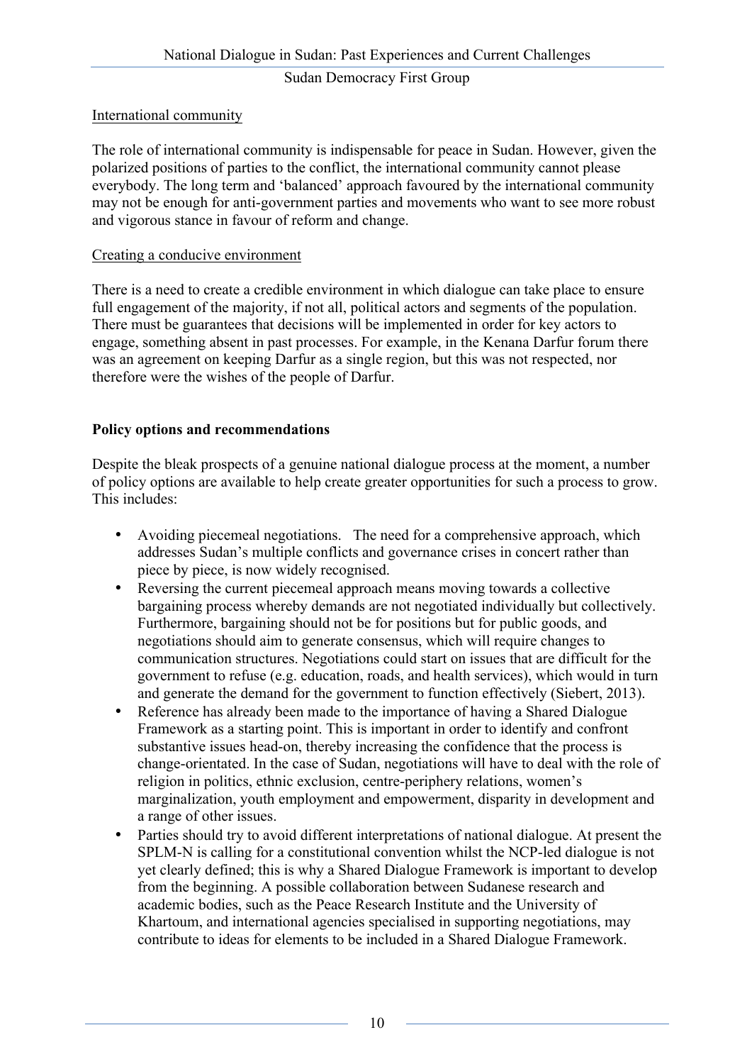International community

The role of international community is indispensable for peace in Sudan. However, given the polarized positions of parties to the conflict, the international community cannot please everybody. The long term and 'balanced' approach favoured by the international community may not be enough for anti-government parties and movements who want to see more robust and vigorous stance in favour of reform and change.

Creating a conducive environment

There is a need to create a credible environment in which dialogue can take place to ensure full engagement of the majority, if not all, political actors and segments of the population. There must be guarantees that decisions will be implemented in order for key actors to engage, something absent in past processes. For example, in the Kenana Darfur forum there was an agreement on keeping Darfur as a single region, but this was not respected, nor therefore were the wishes of the people of Darfur.

**Policy options and recommendations**

Despite the bleak prospects of a genuine national dialogue process at the moment, a number of policy options are available to help create greater opportunities for such a process to grow. This includes:

- Avoiding piecemeal negotiations. The need for a comprehensive approach, which addresses Sudan's multiple conflicts and governance crises in concert rather than piece by piece, is now widely recognised.
- Reversing the current piecemeal approach means moving towards a collective bargaining process whereby demands are not negotiated individually but collectively. Furthermore, bargaining should not be for positions but for public goods, and negotiations should aim to generate consensus, which will require changes to communication structures. Negotiations could start on issues that are difficult for the government to refuse (e.g. education, roads, and health services), which would in turn and generate the demand for the government to function effectively (Siebert, 2013).
- Reference has already been made to the importance of having a Shared Dialogue Framework as a starting point. This is important in order to identify and confront substantive issues head-on, thereby increasing the confidence that the process is change-orientated. In the case of Sudan, negotiations will have to deal with the role of religion in politics, ethnic exclusion, centre-periphery relations, women's marginalization, youth employment and empowerment, disparity in development and a range of other issues.
- Parties should try to avoid different interpretations of national dialogue. At present the SPLM-N is calling for a constitutional convention whilst the NCP-led dialogue is not yet clearly defined; this is why a Shared Dialogue Framework is important to develop from the beginning. A possible collaboration between Sudanese research and academic bodies, such as the Peace Research Institute and the University of Khartoum, and international agencies specialised in supporting negotiations, may contribute to ideas for elements to be included in a Shared Dialogue Framework.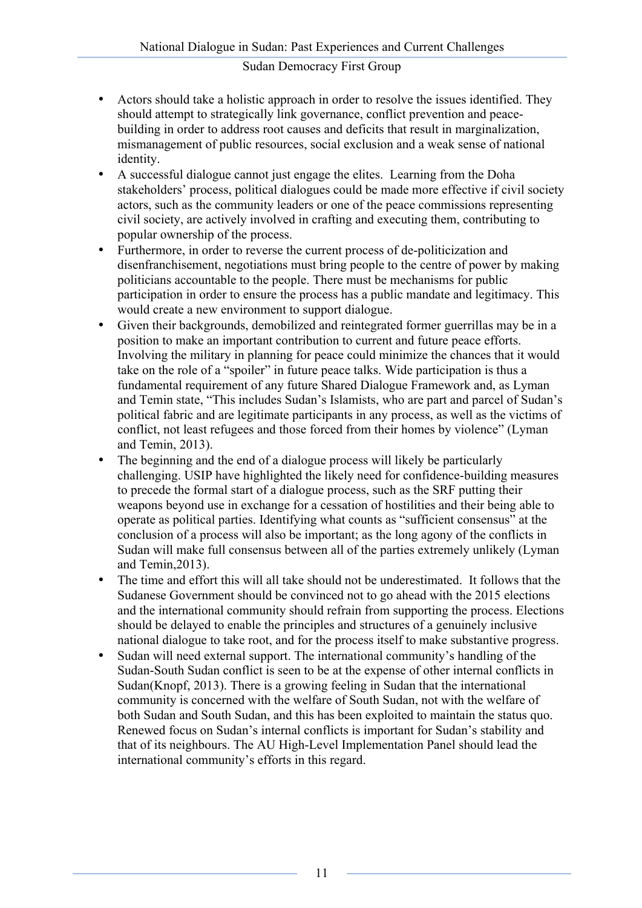- Actors should take a holistic approach in order to resolve the issues identified. They should attempt to strategically link governance, conflict prevention and peace-building in order to address root causes and deficits that result in marginalization, mismanagement of public resources, social exclusion and a weak sense of national identity.
- A successful dialogue cannot just engage the elites. Learning from the Doha stakeholders' process, political dialogues could be made more effective if civil society actors, such as the community leaders or one of the peace commissions representing civil society, are actively involved in crafting and executing them, contributing to popular ownership of the process.
- Furthermore, in order to reverse the current process of de-politicization and disenfranchisement, negotiations must bring people to the centre of power by making politicians accountable to the people. There must be mechanisms for public participation in order to ensure the process has a public mandate and legitimacy. This would create a new environment to support dialogue.
- Given their backgrounds, demobilized and reintegrated former guerrillas may be in a position to make an important contribution to current and future peace efforts. Involving the military in planning for peace could minimize the chances that it would take on the role of a "spoiler" in future peace talks. Wide participation is thus a fundamental requirement of any future Shared Dialogue Framework and, as Lyman and Temin state, "This includes Sudan's Islamists, who are part and parcel of Sudan's political fabric and are legitimate participants in any process, as well as the victims of conflict, not least refugees and those forced from their homes by violence" (Lyman and Temin, 2013).
- The beginning and the end of a dialogue process will likely be particularly challenging. USIP have highlighted the likely need for confidence-building measures to precede the formal start of a dialogue process, such as the SRF putting their weapons beyond use in exchange for a cessation of hostilities and their being able to operate as political parties. Identifying what counts as "sufficient consensus" at the conclusion of a process will also be important; as the long agony of the conflicts in Sudan will make full consensus between all of the parties extremely unlikely (Lyman and Temin,2013).
- The time and effort this will all take should not be underestimated. It follows that the Sudanese Government should be convinced not to go ahead with the 2015 elections and the international community should refrain from supporting the process. Elections should be delayed to enable the principles and structures of a genuinely inclusive national dialogue to take root, and for the process itself to make substantive progress.
- Sudan will need external support. The international community's handling of the Sudan-South Sudan conflict is seen to be at the expense of other internal conflicts in Sudan(Knopf, 2013). There is a growing feeling in Sudan that the international community is concerned with the welfare of South Sudan, not with the welfare of both Sudan and South Sudan, and this has been exploited to maintain the status quo. Renewed focus on Sudan's internal conflicts is important for Sudan's stability and that of its neighbours. The AU High-Level Implementation Panel should lead the international community's efforts in this regard.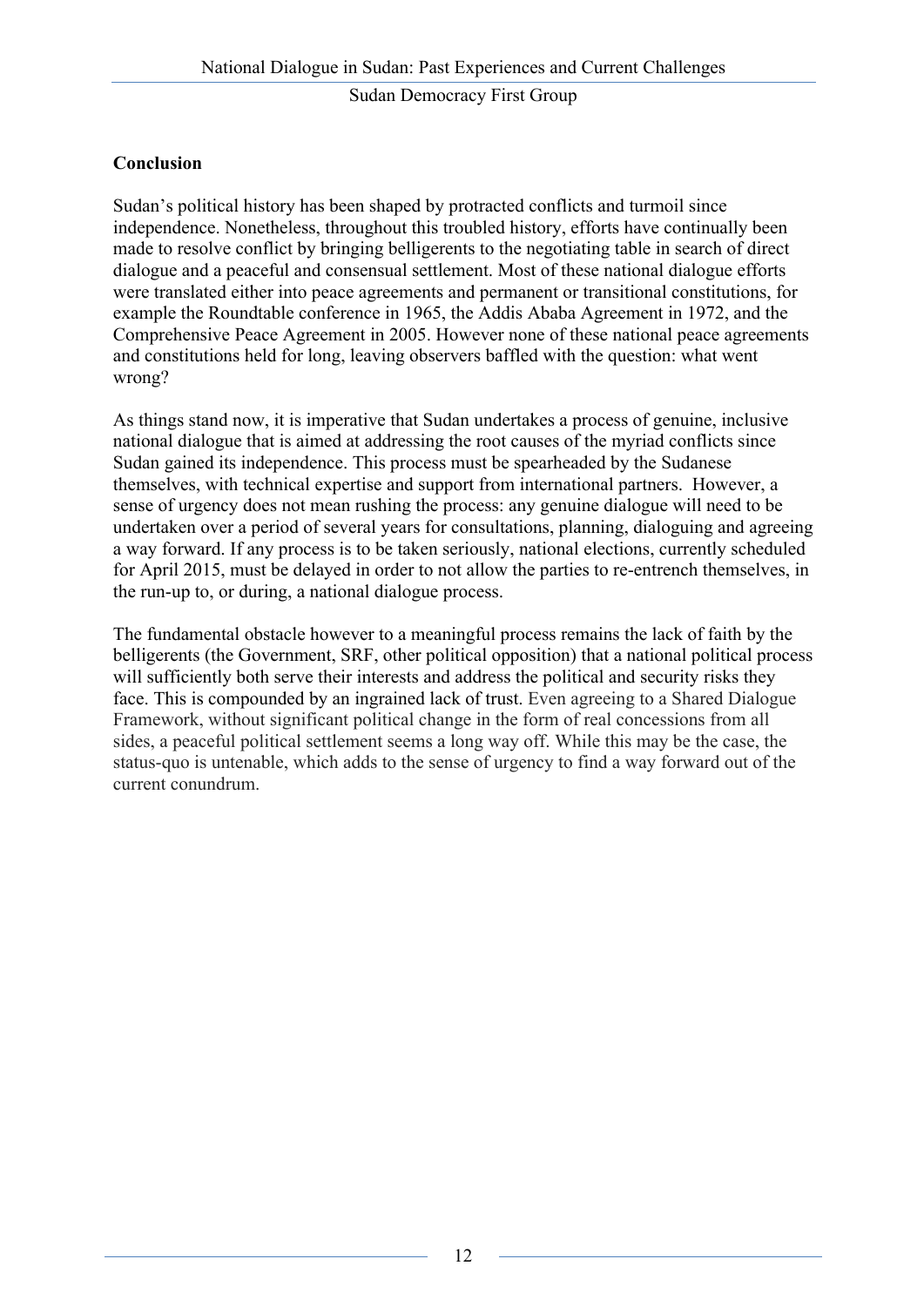## Conclusion

Sudan's political history has been shaped by protracted conflicts and turmoil since independence. Nonetheless, throughout this troubled history, efforts have continually been made to resolve conflict by bringing belligerents to the negotiating table in search of direct dialogue and a peaceful and consensual settlement. Most of these national dialogue efforts were translated either into peace agreements and permanent or transitional constitutions, for example the Roundtable conference in 1965, the Addis Ababa Agreement in 1972, and the Comprehensive Peace Agreement in 2005. However none of these national peace agreements and constitutions held for long, leaving observers baffled with the question: what went wrong?

As things stand now, it is imperative that Sudan undertakes a process of genuine, inclusive national dialogue that is aimed at addressing the root causes of the myriad conflicts since Sudan gained its independence. This process must be spearheaded by the Sudanese themselves, with technical expertise and support from international partners. However, a sense of urgency does not mean rushing the process: any genuine dialogue will need to be undertaken over a period of several years for consultations, planning, dialoguing and agreeing a way forward. If any process is to be taken seriously, national elections, currently scheduled for April 2015, must be delayed in order to not allow the parties to re-entrench themselves, in the run-up to, or during, a national dialogue process.

The fundamental obstacle however to a meaningful process remains the lack of faith by the belligerents (the Government, SRF, other political opposition) that a national political process will sufficiently both serve their interests and address the political and security risks they face. This is compounded by an ingrained lack of trust. Even agreeing to a Shared Dialogue Framework, without significant political change in the form of real concessions from all sides, a peaceful political settlement seems a long way off. While this may be the case, the status-quo is untenable, which adds to the sense of urgency to find a way forward out of the current conundrum.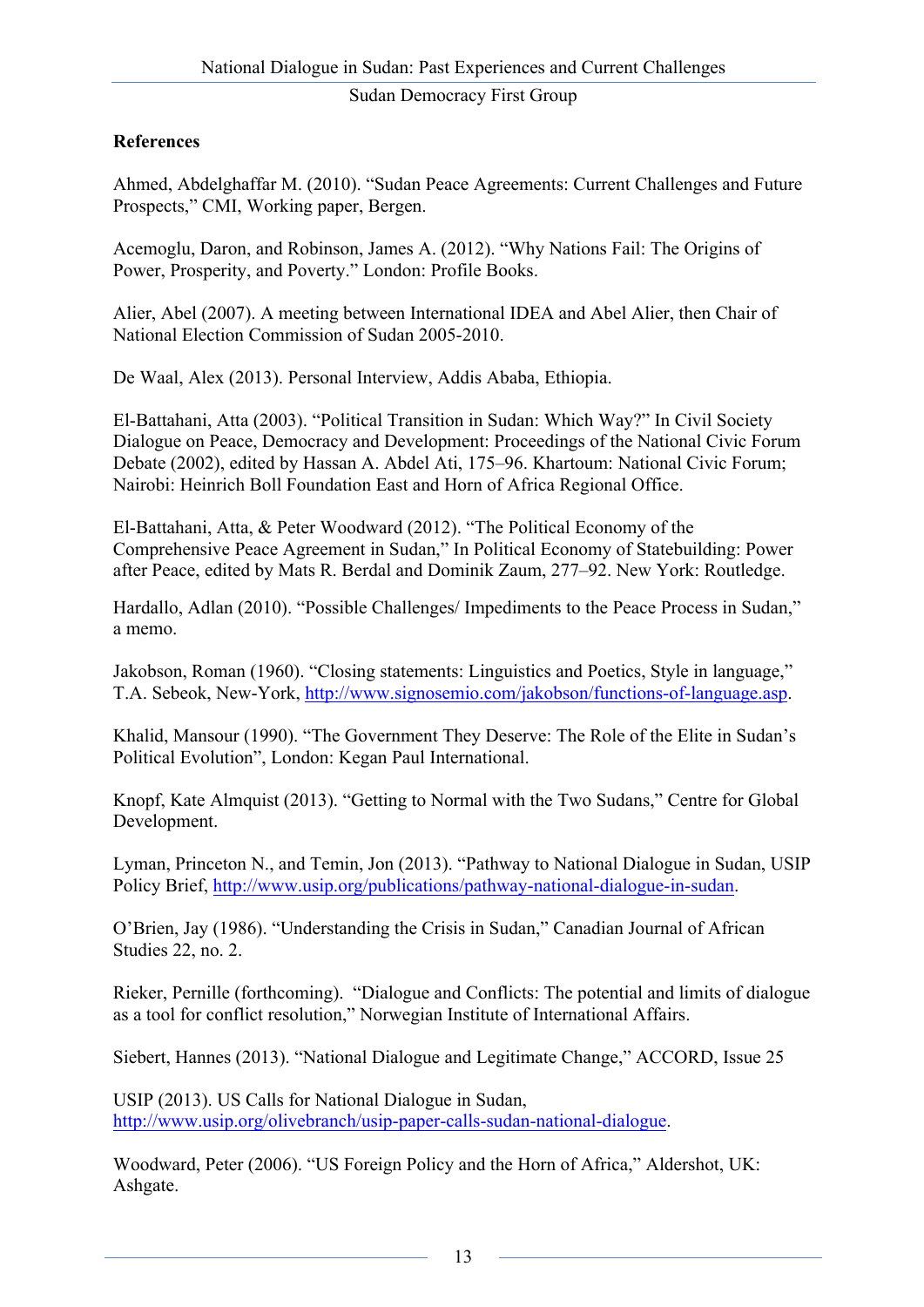**References**

Ahmed, Abdelghaffar M. (2010). "Sudan Peace Agreements: Current Challenges and Future Prospects," CMI, Working paper, Bergen.

Acemoglu, Daron, and Robinson, James A. (2012). "Why Nations Fail: The Origins of Power, Prosperity, and Poverty." London: Profile Books.

Alier, Abel (2007). A meeting between International IDEA and Abel Alier, then Chair of National Election Commission of Sudan 2005-2010.

De Waal, Alex (2013). Personal Interview, Addis Ababa, Ethiopia.

El-Battahani, Atta (2003). "Political Transition in Sudan: Which Way?" In Civil Society Dialogue on Peace, Democracy and Development: Proceedings of the National Civic Forum Debate (2002), edited by Hassan A. Abdel Ati, 175–96. Khartoum: National Civic Forum; Nairobi: Heinrich Boll Foundation East and Horn of Africa Regional Office.

El-Battahani, Atta, & Peter Woodward (2012). "The Political Economy of the Comprehensive Peace Agreement in Sudan," In Political Economy of Statebuilding: Power after Peace, edited by Mats R. Berdal and Dominik Zaum, 277–92. New York: Routledge.

Hardallo, Adlan (2010). "Possible Challenges/ Impediments to the Peace Process in Sudan," a memo.

Jakobson, Roman (1960). "Closing statements: Linguistics and Poetics, Style in language," T.A. Sebeok, New-York, http://www.signosemio.com/jakobson/functions-of-language.asp.

Khalid, Mansour (1990). "The Government They Deserve: The Role of the Elite in Sudan's Political Evolution", London: Kegan Paul International.

Knopf, Kate Almquist (2013). "Getting to Normal with the Two Sudans," Centre for Global Development.

Lyman, Princeton N., and Temin, Jon (2013). "Pathway to National Dialogue in Sudan, USIP Policy Brief, http://www.usip.org/publications/pathway-national-dialogue-in-sudan.

O'Brien, Jay (1986). "Understanding the Crisis in Sudan," Canadian Journal of African Studies 22, no. 2.

Rieker, Pernille (forthcoming). "Dialogue and Conflicts: The potential and limits of dialogue as a tool for conflict resolution," Norwegian Institute of International Affairs.

Siebert, Hannes (2013). "National Dialogue and Legitimate Change," ACCORD, Issue 25

USIP (2013). US Calls for National Dialogue in Sudan, http://www.usip.org/olivebranch/usip-paper-calls-sudan-national-dialogue.

Woodward, Peter (2006). "US Foreign Policy and the Horn of Africa," Aldershot, UK: Ashgate.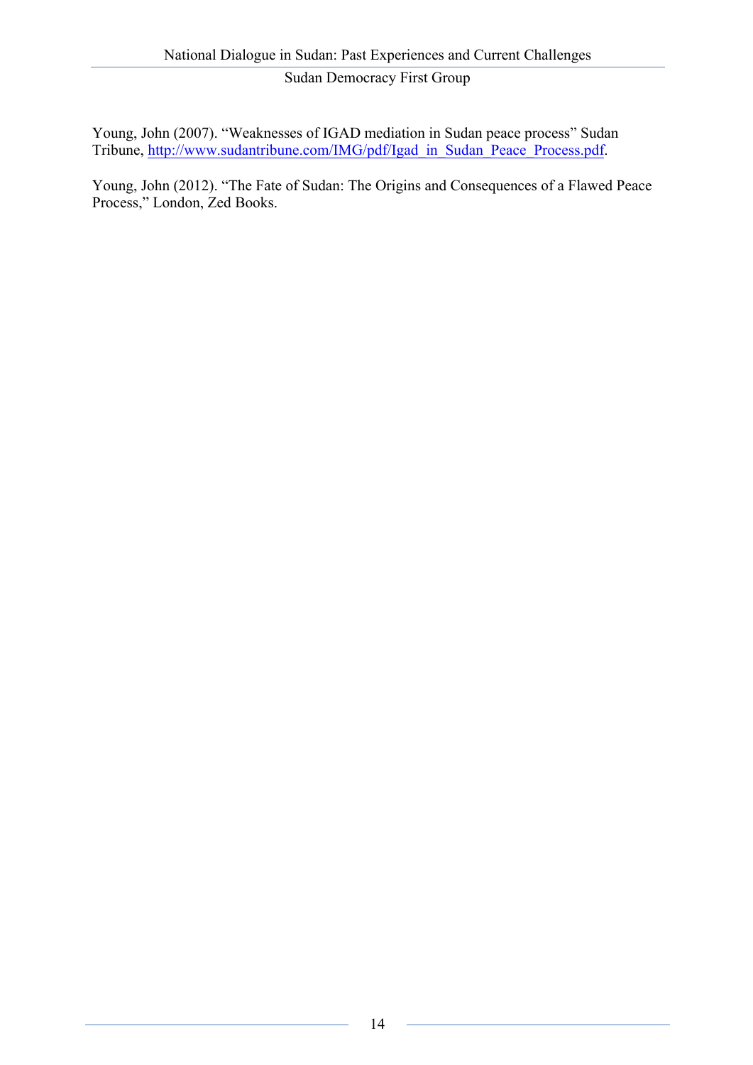Young, John (2007). "Weaknesses of IGAD mediation in Sudan peace process" Sudan Tribune, [http://www.sudantribune.com/IMG/pdf/Igad_in_Sudan_Peace_Process.pdf](http://www.sudantribune.com/IMG/pdf/Igad_in_Sudan_Peace_Process.pdf).

Young, John (2012). "The Fate of Sudan: The Origins and Consequences of a Flawed Peace Process," London, Zed Books.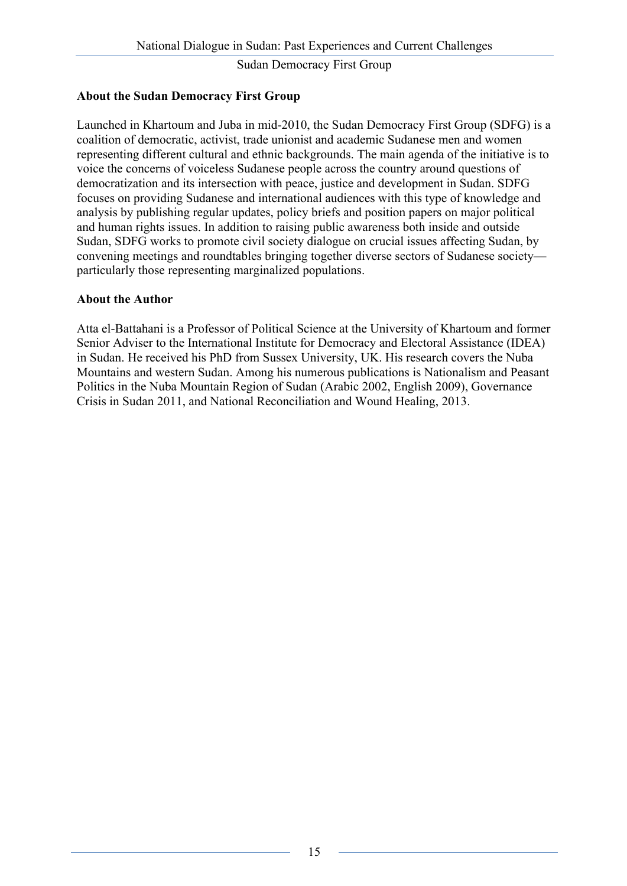**About the Sudan Democracy First Group**

Launched in Khartoum and Juba in mid-2010, the Sudan Democracy First Group (SDFG) is a coalition of democratic, activist, trade unionist and academic Sudanese men and women representing different cultural and ethnic backgrounds. The main agenda of the initiative is to voice the concerns of voiceless Sudanese people across the country around questions of democratization and its intersection with peace, justice and development in Sudan. SDFG focuses on providing Sudanese and international audiences with this type of knowledge and analysis by publishing regular updates, policy briefs and position papers on major political and human rights issues. In addition to raising public awareness both inside and outside Sudan, SDFG works to promote civil society dialogue on crucial issues affecting Sudan, by convening meetings and roundtables bringing together diverse sectors of Sudanese society—particularly those representing marginalized populations.

**About the Author**

Atta el-Battahani is a Professor of Political Science at the University of Khartoum and former Senior Adviser to the International Institute for Democracy and Electoral Assistance (IDEA) in Sudan. He received his PhD from Sussex University, UK. His research covers the Nuba Mountains and western Sudan. Among his numerous publications is Nationalism and Peasant Politics in the Nuba Mountain Region of Sudan (Arabic 2002, English 2009), Governance Crisis in Sudan 2011, and National Reconciliation and Wound Healing, 2013.